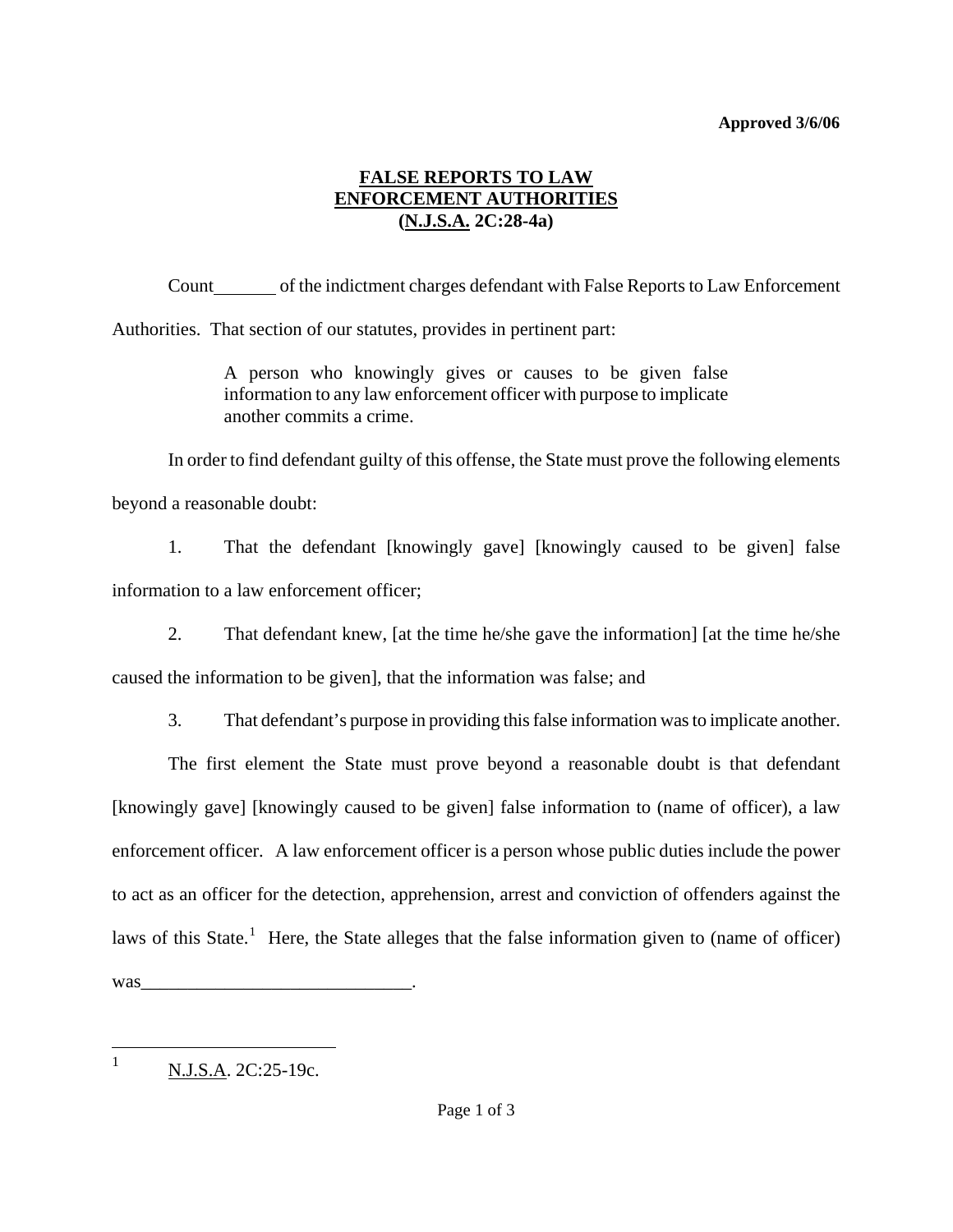**Approved 3/6/06**

# FALSE REPORTS TO LAW ENFORCEMENT AUTHORITIES (N.J.S.A. 2C:28-4a)

Count ______ of the indictment charges defendant with False Reports to Law Enforcement Authorities. That section of our statutes, provides in pertinent part:

> A person who knowingly gives or causes to be given false information to any law enforcement officer with purpose to implicate another commits a crime.

In order to find defendant guilty of this offense, the State must prove the following elements beyond a reasonable doubt:

1. That the defendant [knowingly gave] [knowingly caused to be given] false information to a law enforcement officer;

2. That defendant knew, [at the time he/she gave the information] [at the time he/she caused the information to be given], that the information was false; and

3. That defendant's purpose in providing this false information was to implicate another.

The first element the State must prove beyond a reasonable doubt is that defendant [knowingly gave] [knowingly caused to be given] false information to (name of officer), a law enforcement officer. A law enforcement officer is a person whose public duties include the power to act as an officer for the detection, apprehension, arrest and conviction of offenders against the laws of this State.[1] Here, the State alleges that the false information given to (name of officer) was_____________________________.

---

[1] N.J.S.A. 2C:25-19c.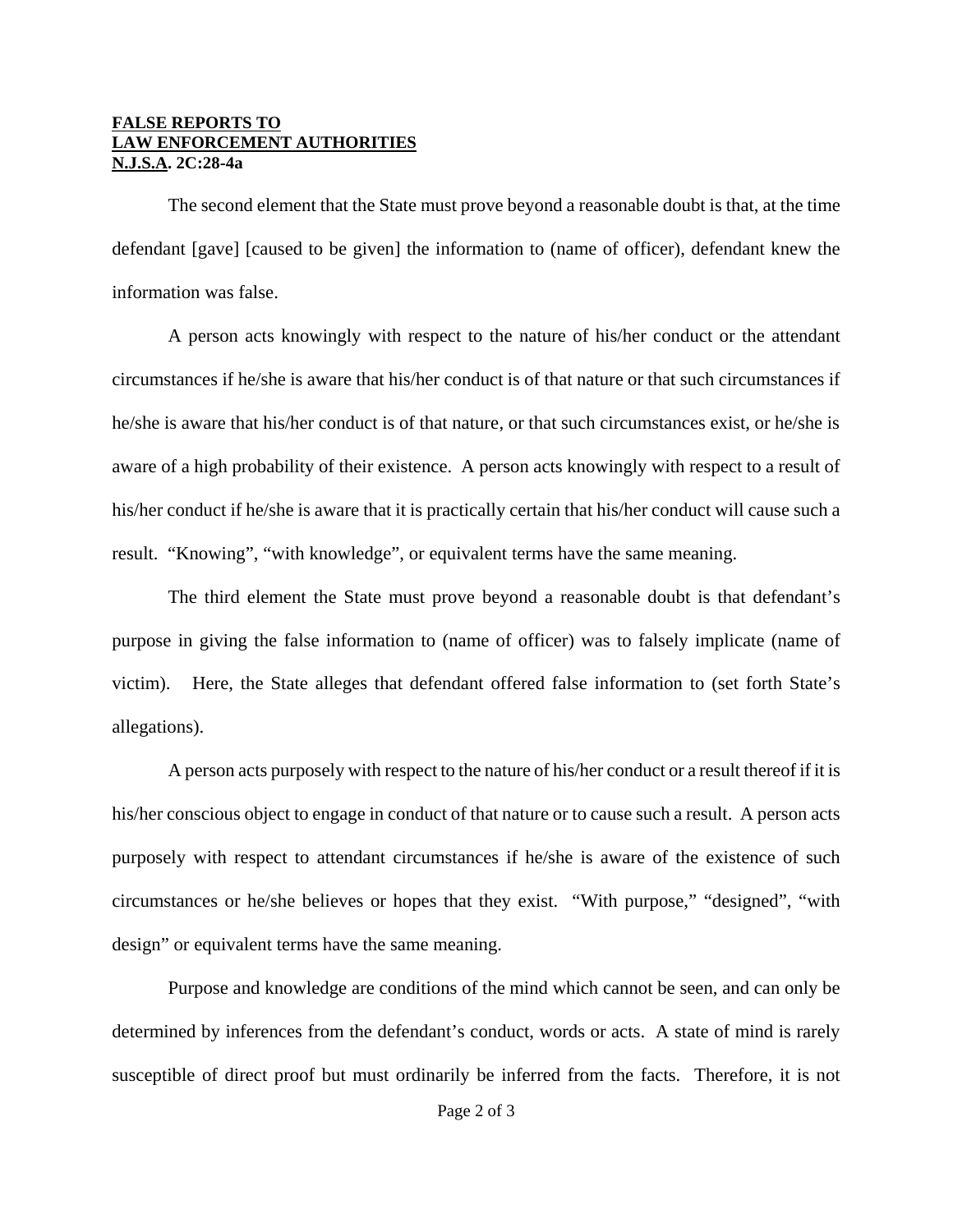**FALSE REPORTS TO**
**LAW ENFORCEMENT AUTHORITIES**
**N.J.S.A. 2C:28-4a**

The second element that the State must prove beyond a reasonable doubt is that, at the time defendant [gave] [caused to be given] the information to (name of officer), defendant knew the information was false.

A person acts knowingly with respect to the nature of his/her conduct or the attendant circumstances if he/she is aware that his/her conduct is of that nature or that such circumstances if he/she is aware that his/her conduct is of that nature, or that such circumstances exist, or he/she is aware of a high probability of their existence. A person acts knowingly with respect to a result of his/her conduct if he/she is aware that it is practically certain that his/her conduct will cause such a result. "Knowing", "with knowledge", or equivalent terms have the same meaning.

The third element the State must prove beyond a reasonable doubt is that defendant's purpose in giving the false information to (name of officer) was to falsely implicate (name of victim). Here, the State alleges that defendant offered false information to (set forth State's allegations).

A person acts purposely with respect to the nature of his/her conduct or a result thereof if it is his/her conscious object to engage in conduct of that nature or to cause such a result. A person acts purposely with respect to attendant circumstances if he/she is aware of the existence of such circumstances or he/she believes or hopes that they exist. "With purpose," "designed", "with design" or equivalent terms have the same meaning.

Purpose and knowledge are conditions of the mind which cannot be seen, and can only be determined by inferences from the defendant's conduct, words or acts. A state of mind is rarely susceptible of direct proof but must ordinarily be inferred from the facts. Therefore, it is not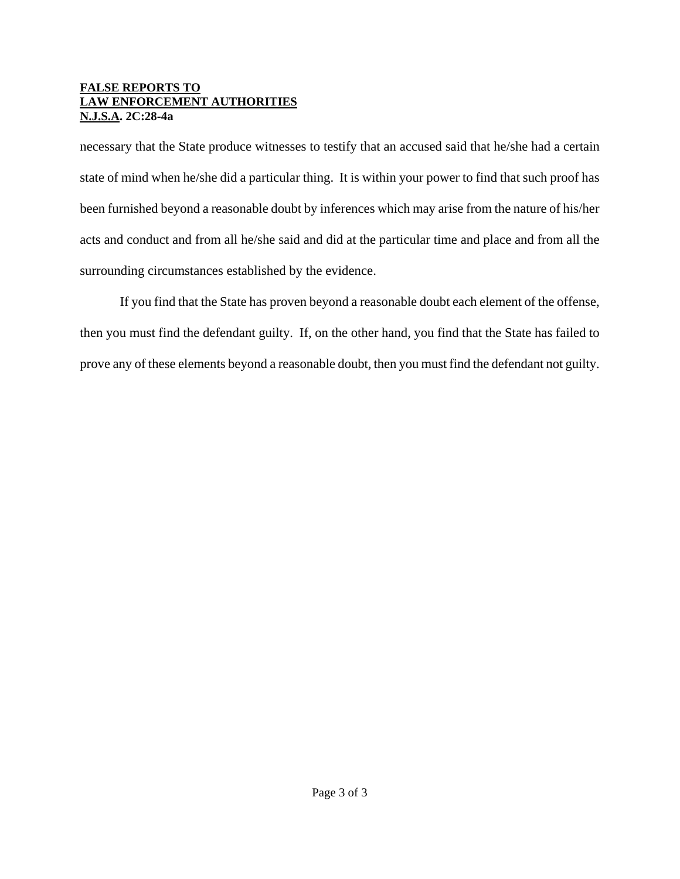necessary that the State produce witnesses to testify that an accused said that he/she had a certain state of mind when he/she did a particular thing. It is within your power to find that such proof has been furnished beyond a reasonable doubt by inferences which may arise from the nature of his/her acts and conduct and from all he/she said and did at the particular time and place and from all the surrounding circumstances established by the evidence.

If you find that the State has proven beyond a reasonable doubt each element of the offense, then you must find the defendant guilty. If, on the other hand, you find that the State has failed to prove any of these elements beyond a reasonable doubt, then you must find the defendant not guilty.